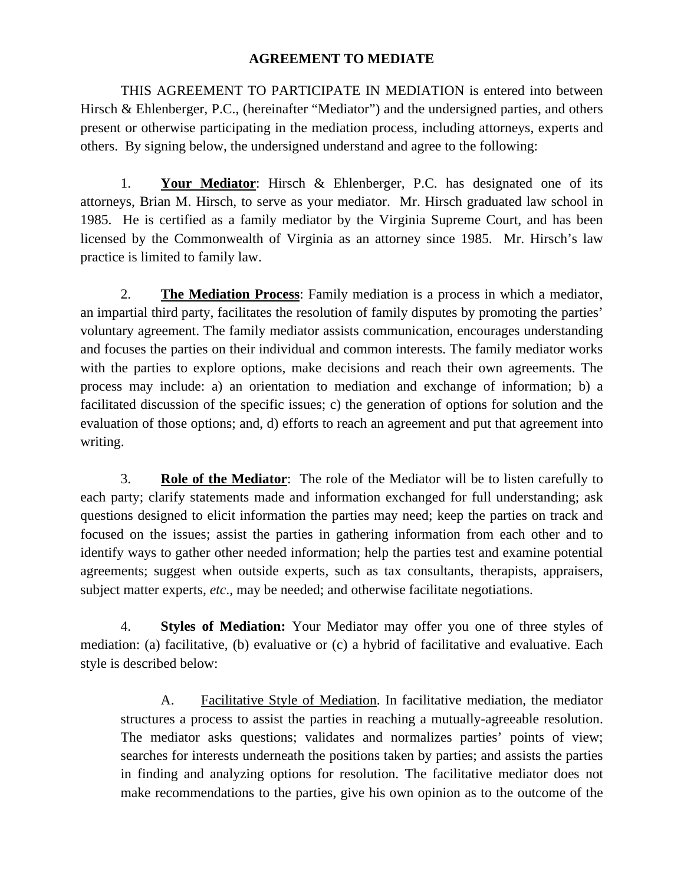# AGREEMENT TO MEDIATE

THIS AGREEMENT TO PARTICIPATE IN MEDIATION is entered into between Hirsch & Ehlenberger, P.C., (hereinafter "Mediator") and the undersigned parties, and others present or otherwise participating in the mediation process, including attorneys, experts and others. By signing below, the undersigned understand and agree to the following:

1. **Your Mediator**: Hirsch & Ehlenberger, P.C. has designated one of its attorneys, Brian M. Hirsch, to serve as your mediator. Mr. Hirsch graduated law school in 1985. He is certified as a family mediator by the Virginia Supreme Court, and has been licensed by the Commonwealth of Virginia as an attorney since 1985. Mr. Hirsch's law practice is limited to family law.

2. **The Mediation Process**: Family mediation is a process in which a mediator, an impartial third party, facilitates the resolution of family disputes by promoting the parties' voluntary agreement. The family mediator assists communication, encourages understanding and focuses the parties on their individual and common interests. The family mediator works with the parties to explore options, make decisions and reach their own agreements. The process may include: a) an orientation to mediation and exchange of information; b) a facilitated discussion of the specific issues; c) the generation of options for solution and the evaluation of those options; and, d) efforts to reach an agreement and put that agreement into writing.

3. **Role of the Mediator**: The role of the Mediator will be to listen carefully to each party; clarify statements made and information exchanged for full understanding; ask questions designed to elicit information the parties may need; keep the parties on track and focused on the issues; assist the parties in gathering information from each other and to identify ways to gather other needed information; help the parties test and examine potential agreements; suggest when outside experts, such as tax consultants, therapists, appraisers, subject matter experts, *etc*., may be needed; and otherwise facilitate negotiations.

4. **Styles of Mediation:** Your Mediator may offer you one of three styles of mediation: (a) facilitative, (b) evaluative or (c) a hybrid of facilitative and evaluative. Each style is described below:

   A. Facilitative Style of Mediation. In facilitative mediation, the mediator structures a process to assist the parties in reaching a mutually-agreeable resolution. The mediator asks questions; validates and normalizes parties' points of view; searches for interests underneath the positions taken by parties; and assists the parties in finding and analyzing options for resolution. The facilitative mediator does not make recommendations to the parties, give his own opinion as to the outcome of the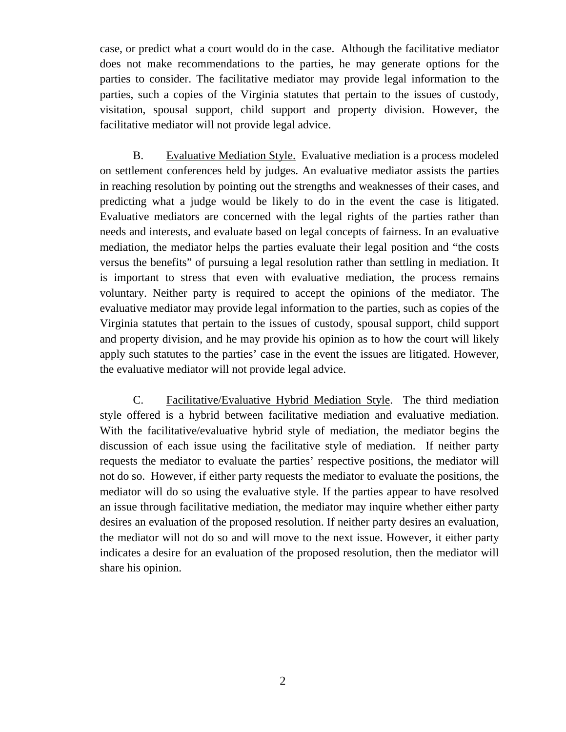case, or predict what a court would do in the case. Although the facilitative mediator does not make recommendations to the parties, he may generate options for the parties to consider. The facilitative mediator may provide legal information to the parties, such a copies of the Virginia statutes that pertain to the issues of custody, visitation, spousal support, child support and property division. However, the facilitative mediator will not provide legal advice.

B. <u>Evaluative Mediation Style.</u> Evaluative mediation is a process modeled on settlement conferences held by judges. An evaluative mediator assists the parties in reaching resolution by pointing out the strengths and weaknesses of their cases, and predicting what a judge would be likely to do in the event the case is litigated. Evaluative mediators are concerned with the legal rights of the parties rather than needs and interests, and evaluate based on legal concepts of fairness. In an evaluative mediation, the mediator helps the parties evaluate their legal position and "the costs versus the benefits" of pursuing a legal resolution rather than settling in mediation. It is important to stress that even with evaluative mediation, the process remains voluntary. Neither party is required to accept the opinions of the mediator. The evaluative mediator may provide legal information to the parties, such as copies of the Virginia statutes that pertain to the issues of custody, spousal support, child support and property division, and he may provide his opinion as to how the court will likely apply such statutes to the parties' case in the event the issues are litigated. However, the evaluative mediator will not provide legal advice.

C. <u>Facilitative/Evaluative Hybrid Mediation Style</u>. The third mediation style offered is a hybrid between facilitative mediation and evaluative mediation. With the facilitative/evaluative hybrid style of mediation, the mediator begins the discussion of each issue using the facilitative style of mediation. If neither party requests the mediator to evaluate the parties' respective positions, the mediator will not do so. However, if either party requests the mediator to evaluate the positions, the mediator will do so using the evaluative style. If the parties appear to have resolved an issue through facilitative mediation, the mediator may inquire whether either party desires an evaluation of the proposed resolution. If neither party desires an evaluation, the mediator will not do so and will move to the next issue. However, it either party indicates a desire for an evaluation of the proposed resolution, then the mediator will share his opinion.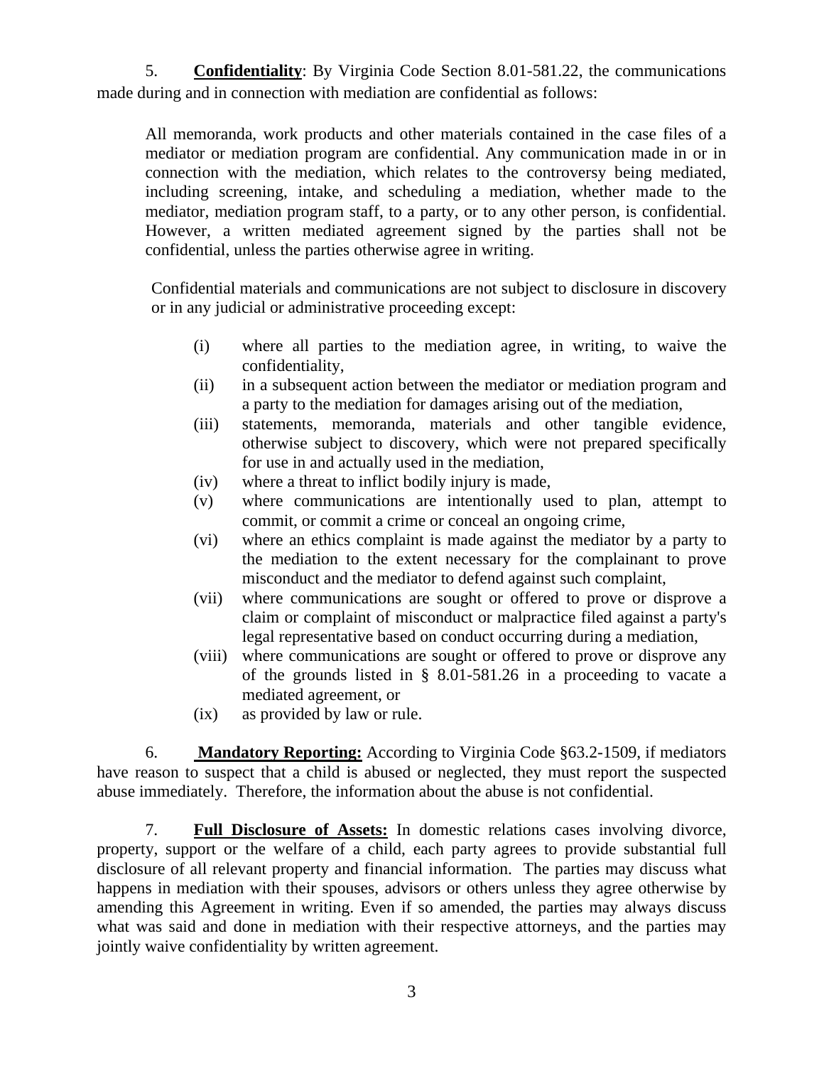5. **Confidentiality**: By Virginia Code Section 8.01-581.22, the communications made during and in connection with mediation are confidential as follows:

> All memoranda, work products and other materials contained in the case files of a mediator or mediation program are confidential. Any communication made in or in connection with the mediation, which relates to the controversy being mediated, including screening, intake, and scheduling a mediation, whether made to the mediator, mediation program staff, to a party, or to any other person, is confidential. However, a written mediated agreement signed by the parties shall not be confidential, unless the parties otherwise agree in writing.
>
> Confidential materials and communications are not subject to disclosure in discovery or in any judicial or administrative proceeding except:
>
> (i) where all parties to the mediation agree, in writing, to waive the confidentiality,
> (ii) in a subsequent action between the mediator or mediation program and a party to the mediation for damages arising out of the mediation,
> (iii) statements, memoranda, materials and other tangible evidence, otherwise subject to discovery, which were not prepared specifically for use in and actually used in the mediation,
> (iv) where a threat to inflict bodily injury is made,
> (v) where communications are intentionally used to plan, attempt to commit, or commit a crime or conceal an ongoing crime,
> (vi) where an ethics complaint is made against the mediator by a party to the mediation to the extent necessary for the complainant to prove misconduct and the mediator to defend against such complaint,
> (vii) where communications are sought or offered to prove or disprove a claim or complaint of misconduct or malpractice filed against a party's legal representative based on conduct occurring during a mediation,
> (viii) where communications are sought or offered to prove or disprove any of the grounds listed in § 8.01-581.26 in a proceeding to vacate a mediated agreement, or
> (ix) as provided by law or rule.

6. **Mandatory Reporting:** According to Virginia Code §63.2-1509, if mediators have reason to suspect that a child is abused or neglected, they must report the suspected abuse immediately. Therefore, the information about the abuse is not confidential.

7. **Full Disclosure of Assets:** In domestic relations cases involving divorce, property, support or the welfare of a child, each party agrees to provide substantial full disclosure of all relevant property and financial information. The parties may discuss what happens in mediation with their spouses, advisors or others unless they agree otherwise by amending this Agreement in writing. Even if so amended, the parties may always discuss what was said and done in mediation with their respective attorneys, and the parties may jointly waive confidentiality by written agreement.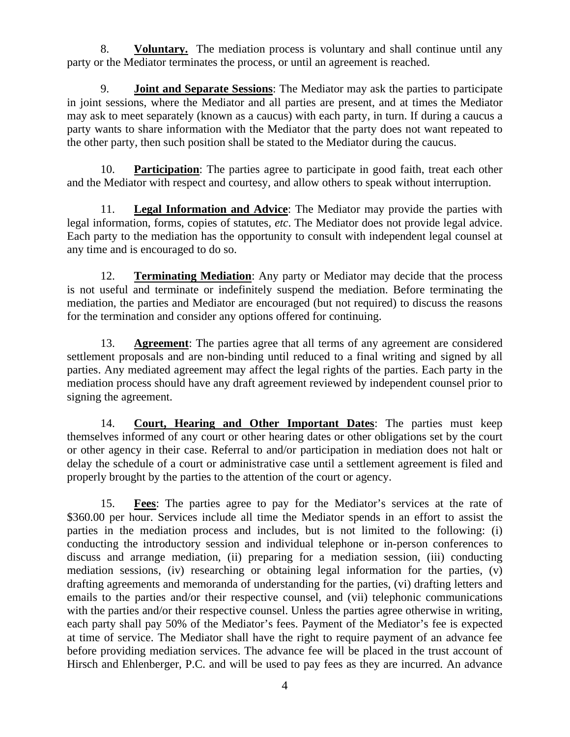8. **Voluntary.** The mediation process is voluntary and shall continue until any party or the Mediator terminates the process, or until an agreement is reached.

9. **Joint and Separate Sessions**: The Mediator may ask the parties to participate in joint sessions, where the Mediator and all parties are present, and at times the Mediator may ask to meet separately (known as a caucus) with each party, in turn. If during a caucus a party wants to share information with the Mediator that the party does not want repeated to the other party, then such position shall be stated to the Mediator during the caucus.

10. **Participation**: The parties agree to participate in good faith, treat each other and the Mediator with respect and courtesy, and allow others to speak without interruption.

11. **Legal Information and Advice**: The Mediator may provide the parties with legal information, forms, copies of statutes, *etc*. The Mediator does not provide legal advice. Each party to the mediation has the opportunity to consult with independent legal counsel at any time and is encouraged to do so.

12. **Terminating Mediation**: Any party or Mediator may decide that the process is not useful and terminate or indefinitely suspend the mediation. Before terminating the mediation, the parties and Mediator are encouraged (but not required) to discuss the reasons for the termination and consider any options offered for continuing.

13. **Agreement**: The parties agree that all terms of any agreement are considered settlement proposals and are non-binding until reduced to a final writing and signed by all parties. Any mediated agreement may affect the legal rights of the parties. Each party in the mediation process should have any draft agreement reviewed by independent counsel prior to signing the agreement.

14. **Court, Hearing and Other Important Dates**: The parties must keep themselves informed of any court or other hearing dates or other obligations set by the court or other agency in their case. Referral to and/or participation in mediation does not halt or delay the schedule of a court or administrative case until a settlement agreement is filed and properly brought by the parties to the attention of the court or agency.

15. **Fees**: The parties agree to pay for the Mediator's services at the rate of $360.00 per hour. Services include all time the Mediator spends in an effort to assist the parties in the mediation process and includes, but is not limited to the following: (i) conducting the introductory session and individual telephone or in-person conferences to discuss and arrange mediation, (ii) preparing for a mediation session, (iii) conducting mediation sessions, (iv) researching or obtaining legal information for the parties, (v) drafting agreements and memoranda of understanding for the parties, (vi) drafting letters and emails to the parties and/or their respective counsel, and (vii) telephonic communications with the parties and/or their respective counsel. Unless the parties agree otherwise in writing, each party shall pay 50% of the Mediator's fees. Payment of the Mediator's fee is expected at time of service. The Mediator shall have the right to require payment of an advance fee before providing mediation services. The advance fee will be placed in the trust account of Hirsch and Ehlenberger, P.C. and will be used to pay fees as they are incurred. An advance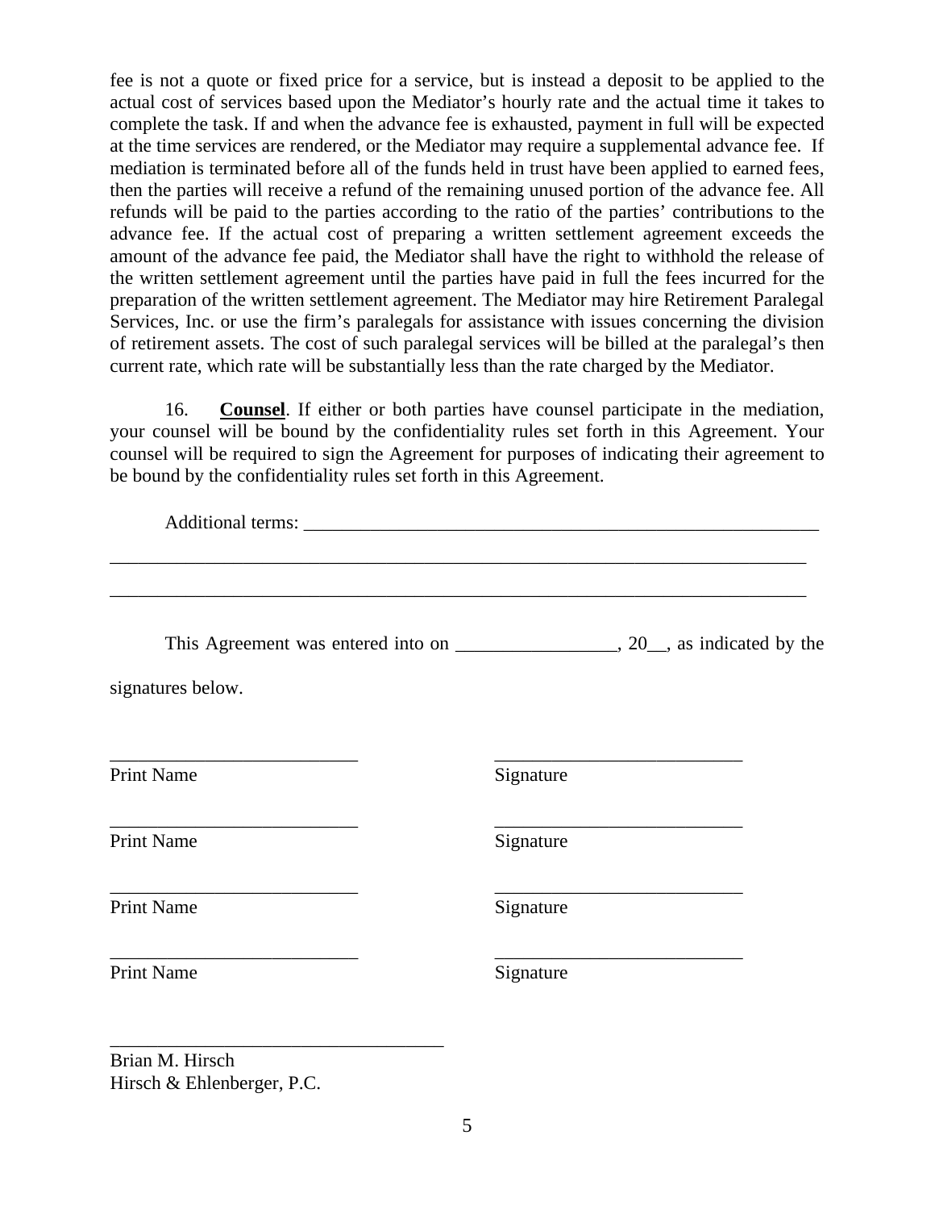fee is not a quote or fixed price for a service, but is instead a deposit to be applied to the actual cost of services based upon the Mediator's hourly rate and the actual time it takes to complete the task. If and when the advance fee is exhausted, payment in full will be expected at the time services are rendered, or the Mediator may require a supplemental advance fee. If mediation is terminated before all of the funds held in trust have been applied to earned fees, then the parties will receive a refund of the remaining unused portion of the advance fee. All refunds will be paid to the parties according to the ratio of the parties' contributions to the advance fee. If the actual cost of preparing a written settlement agreement exceeds the amount of the advance fee paid, the Mediator shall have the right to withhold the release of the written settlement agreement until the parties have paid in full the fees incurred for the preparation of the written settlement agreement. The Mediator may hire Retirement Paralegal Services, Inc. or use the firm's paralegals for assistance with issues concerning the division of retirement assets. The cost of such paralegal services will be billed at the paralegal's then current rate, which rate will be substantially less than the rate charged by the Mediator.

16. **Counsel**. If either or both parties have counsel participate in the mediation, your counsel will be bound by the confidentiality rules set forth in this Agreement. Your counsel will be required to sign the Agreement for purposes of indicating their agreement to be bound by the confidentiality rules set forth in this Agreement.

Additional terms: ________________________________________________________

___________________________________________________________________________

___________________________________________________________________________

This Agreement was entered into on _________________, 20__, as indicated by the signatures below.

| | |
|---|---|
| __________________________ | __________________________ |
| Print Name | Signature |
| __________________________ | __________________________ |
| Print Name | Signature |
| __________________________ | __________________________ |
| Print Name | Signature |
| __________________________ | __________________________ |
| Print Name | Signature |

___________________________________

Brian M. Hirsch
Hirsch & Ehlenberger, P.C.